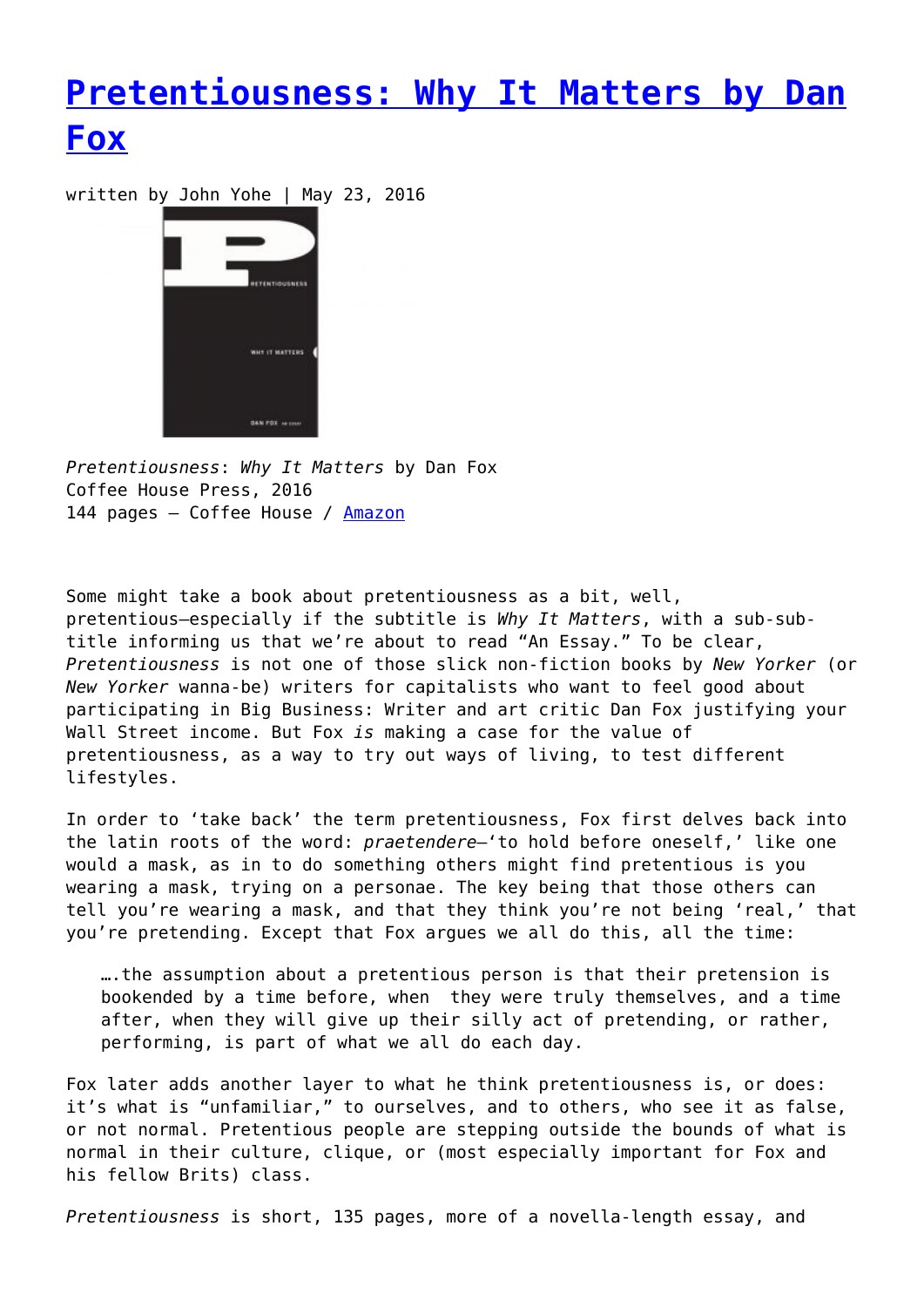# [Pretentiousness: Why It Matters by Dan Fox]()

written by John Yohe | May 23, 2016

*Pretentiousness*: *Why It Matters* by Dan Fox
Coffee House Press, 2016
144 pages – Coffee House / [Amazon]()

Some might take a book about pretentiousness as a bit, well, pretentious—especially if the subtitle is *Why It Matters*, with a sub-sub-title informing us that we're about to read "An Essay." To be clear, *Pretentiousness* is not one of those slick non-fiction books by *New Yorker* (or *New Yorker* wanna-be) writers for capitalists who want to feel good about participating in Big Business: Writer and art critic Dan Fox justifying your Wall Street income. But Fox *is* making a case for the value of pretentiousness, as a way to try out ways of living, to test different lifestyles.

In order to 'take back' the term pretentiousness, Fox first delves back into the latin roots of the word: *praetendere*—'to hold before oneself,' like one would a mask, as in to do something others might find pretentious is you wearing a mask, trying on a personae. The key being that those others can tell you're wearing a mask, and that they think you're not being 'real,' that you're pretending. Except that Fox argues we all do this, all the time:

> ….the assumption about a pretentious person is that their pretension is bookended by a time before, when they were truly themselves, and a time after, when they will give up their silly act of pretending, or rather, performing, is part of what we all do each day.

Fox later adds another layer to what he think pretentiousness is, or does: it's what is "unfamiliar," to ourselves, and to others, who see it as false, or not normal. Pretentious people are stepping outside the bounds of what is normal in their culture, clique, or (most especially important for Fox and his fellow Brits) class.

*Pretentiousness* is short, 135 pages, more of a novella-length essay, and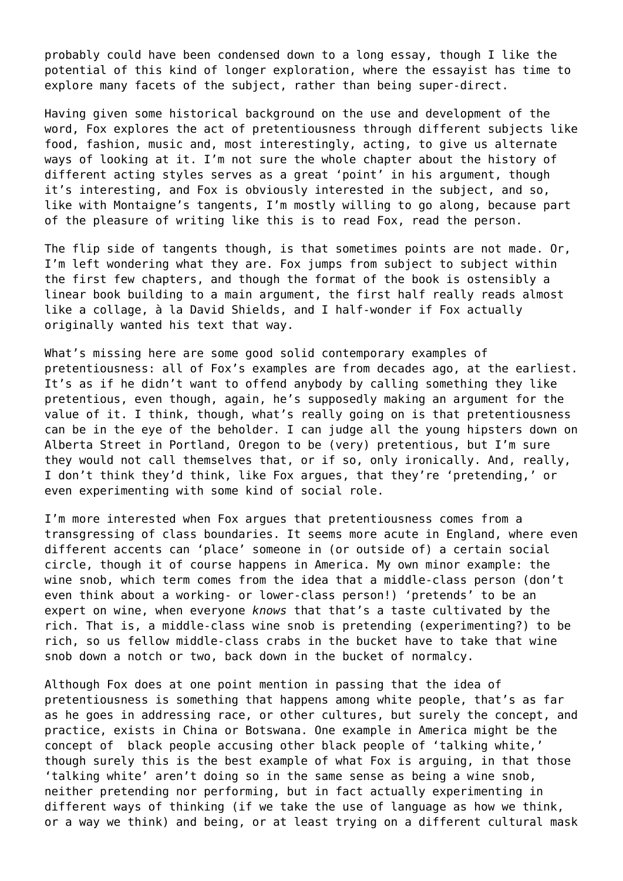probably could have been condensed down to a long essay, though I like the potential of this kind of longer exploration, where the essayist has time to explore many facets of the subject, rather than being super-direct.

Having given some historical background on the use and development of the word, Fox explores the act of pretentiousness through different subjects like food, fashion, music and, most interestingly, acting, to give us alternate ways of looking at it. I'm not sure the whole chapter about the history of different acting styles serves as a great 'point' in his argument, though it's interesting, and Fox is obviously interested in the subject, and so, like with Montaigne's tangents, I'm mostly willing to go along, because part of the pleasure of writing like this is to read Fox, read the person.

The flip side of tangents though, is that sometimes points are not made. Or, I'm left wondering what they are. Fox jumps from subject to subject within the first few chapters, and though the format of the book is ostensibly a linear book building to a main argument, the first half really reads almost like a collage, à la David Shields, and I half-wonder if Fox actually originally wanted his text that way.

What's missing here are some good solid contemporary examples of pretentiousness: all of Fox's examples are from decades ago, at the earliest. It's as if he didn't want to offend anybody by calling something they like pretentious, even though, again, he's supposedly making an argument for the value of it. I think, though, what's really going on is that pretentiousness can be in the eye of the beholder. I can judge all the young hipsters down on Alberta Street in Portland, Oregon to be (very) pretentious, but I'm sure they would not call themselves that, or if so, only ironically. And, really, I don't think they'd think, like Fox argues, that they're 'pretending,' or even experimenting with some kind of social role.

I'm more interested when Fox argues that pretentiousness comes from a transgressing of class boundaries. It seems more acute in England, where even different accents can 'place' someone in (or outside of) a certain social circle, though it of course happens in America. My own minor example: the wine snob, which term comes from the idea that a middle-class person (don't even think about a working- or lower-class person!) 'pretends' to be an expert on wine, when everyone *knows* that that's a taste cultivated by the rich. That is, a middle-class wine snob is pretending (experimenting?) to be rich, so us fellow middle-class crabs in the bucket have to take that wine snob down a notch or two, back down in the bucket of normalcy.

Although Fox does at one point mention in passing that the idea of pretentiousness is something that happens among white people, that's as far as he goes in addressing race, or other cultures, but surely the concept, and practice, exists in China or Botswana. One example in America might be the concept of black people accusing other black people of 'talking white,' though surely this is the best example of what Fox is arguing, in that those 'talking white' aren't doing so in the same sense as being a wine snob, neither pretending nor performing, but in fact actually experimenting in different ways of thinking (if we take the use of language as how we think, or a way we think) and being, or at least trying on a different cultural mask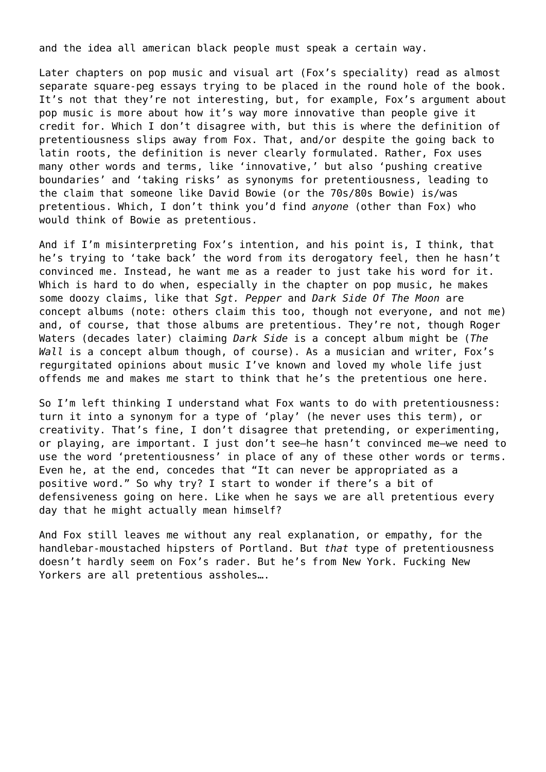and the idea all american black people must speak a certain way.

Later chapters on pop music and visual art (Fox's speciality) read as almost separate square-peg essays trying to be placed in the round hole of the book. It's not that they're not interesting, but, for example, Fox's argument about pop music is more about how it's way more innovative than people give it credit for. Which I don't disagree with, but this is where the definition of pretentiousness slips away from Fox. That, and/or despite the going back to latin roots, the definition is never clearly formulated. Rather, Fox uses many other words and terms, like 'innovative,' but also 'pushing creative boundaries' and 'taking risks' as synonyms for pretentiousness, leading to the claim that someone like David Bowie (or the 70s/80s Bowie) is/was pretentious. Which, I don't think you'd find *anyone* (other than Fox) who would think of Bowie as pretentious.

And if I'm misinterpreting Fox's intention, and his point is, I think, that he's trying to 'take back' the word from its derogatory feel, then he hasn't convinced me. Instead, he want me as a reader to just take his word for it. Which is hard to do when, especially in the chapter on pop music, he makes some doozy claims, like that *Sgt. Pepper* and *Dark Side Of The Moon* are concept albums (note: others claim this too, though not everyone, and not me) and, of course, that those albums are pretentious. They're not, though Roger Waters (decades later) claiming *Dark Side* is a concept album might be (*The Wall* is a concept album though, of course). As a musician and writer, Fox's regurgitated opinions about music I've known and loved my whole life just offends me and makes me start to think that he's the pretentious one here.

So I'm left thinking I understand what Fox wants to do with pretentiousness: turn it into a synonym for a type of 'play' (he never uses this term), or creativity. That's fine, I don't disagree that pretending, or experimenting, or playing, are important. I just don't see—he hasn't convinced me—we need to use the word 'pretentiousness' in place of any of these other words or terms. Even he, at the end, concedes that "It can never be appropriated as a positive word." So why try? I start to wonder if there's a bit of defensiveness going on here. Like when he says we are all pretentious every day that he might actually mean himself?

And Fox still leaves me without any real explanation, or empathy, for the handlebar-moustached hipsters of Portland. But *that* type of pretentiousness doesn't hardly seem on Fox's rader. But he's from New York. Fucking New Yorkers are all pretentious assholes….